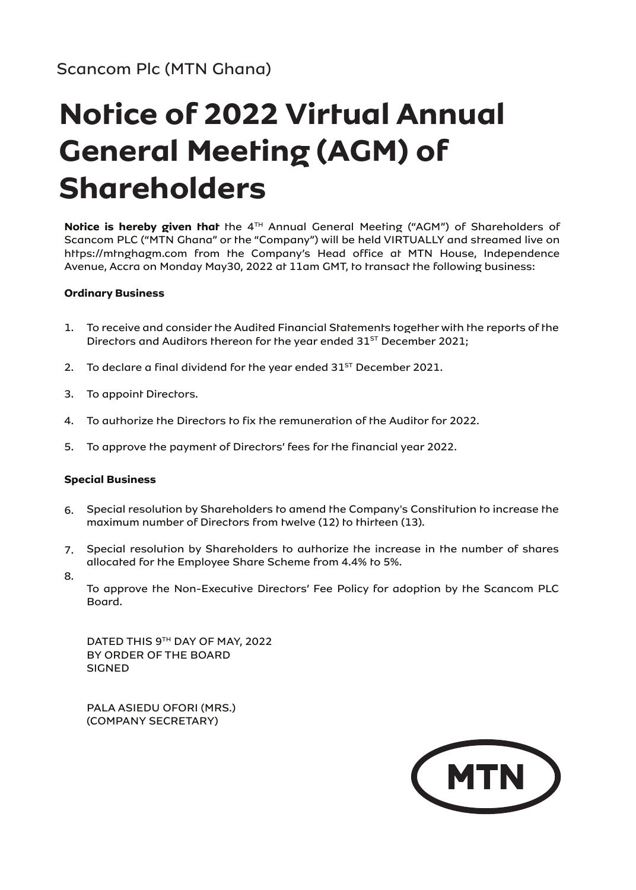Scancom Plc (MTN Ghana)

# Notice of 2022 Virtual Annual General Meeting (AGM) of Shareholders

**Notice is hereby given that** the 4TH Annual General Meeting ("AGM") of Shareholders of Scancom PLC ("MTN Ghana" or the "Company") will be held VIRTUALLY and streamed live on https://mtnghagm.com from the Company's Head office at MTN House, Independence Avenue, Accra on Monday May30, 2022 at 11am GMT, to transact the following business:

**Ordinary Business**

1. To receive and consider the Audited Financial Statements together with the reports of the Directors and Auditors thereon for the year ended 31ST December 2021;

2. To declare a final dividend for the year ended 31ST December 2021.

3. To appoint Directors.

4. To authorize the Directors to fix the remuneration of the Auditor for 2022.

5. To approve the payment of Directors' fees for the financial year 2022.

**Special Business**

6. Special resolution by Shareholders to amend the Company's Constitution to increase the maximum number of Directors from twelve (12) to thirteen (13).

7. Special resolution by Shareholders to authorize the increase in the number of shares allocated for the Employee Share Scheme from 4.4% to 5%.

8. To approve the Non-Executive Directors' Fee Policy for adoption by the Scancom PLC Board.

DATED THIS 9TH DAY OF MAY, 2022
BY ORDER OF THE BOARD
SIGNED

PALA ASIEDU OFORI (MRS.)
(COMPANY SECRETARY)

MTN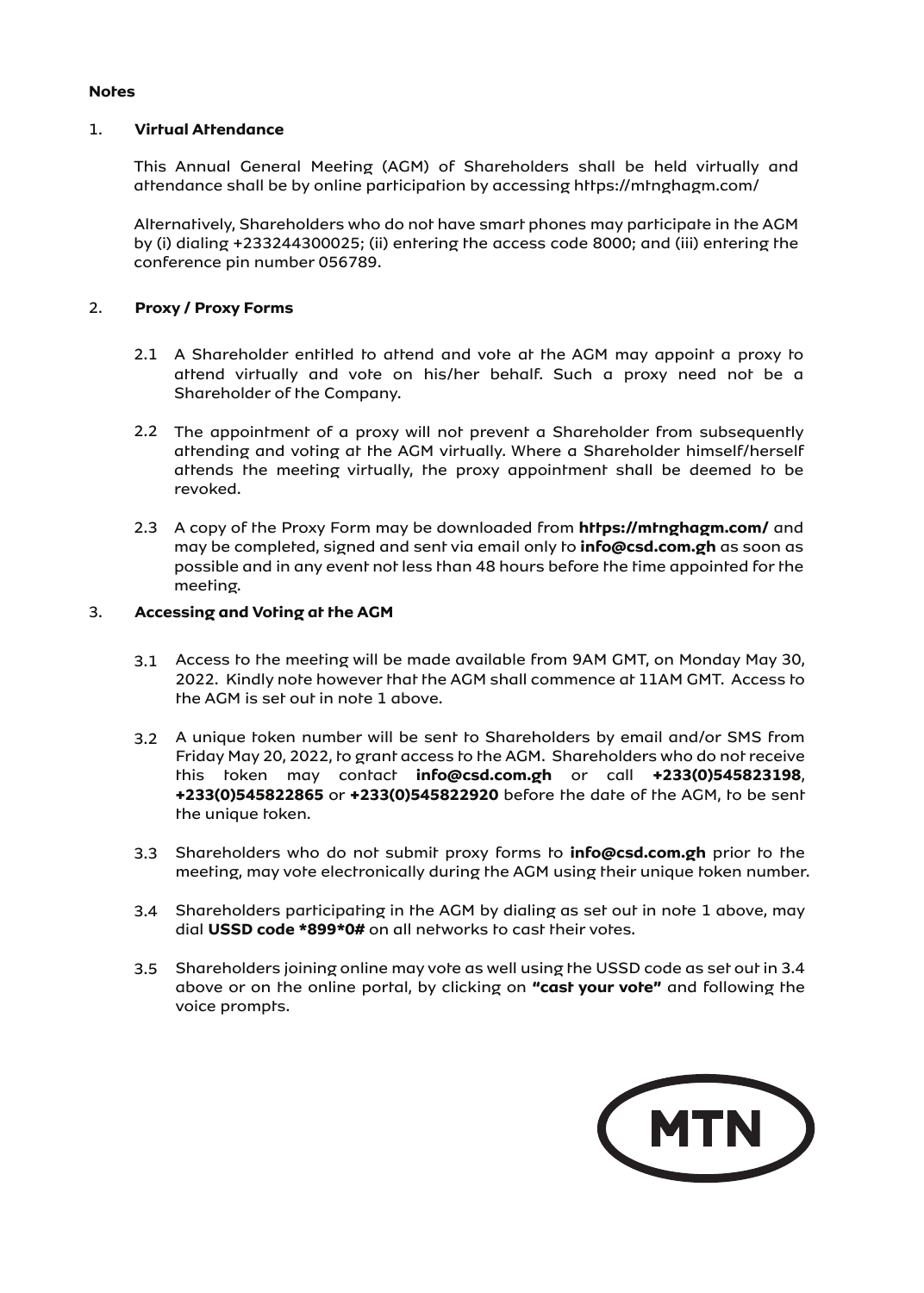**Notes**

1. **Virtual Attendance**

   This Annual General Meeting (AGM) of Shareholders shall be held virtually and attendance shall be by online participation by accessing https://mtnghagm.com/

   Alternatively, Shareholders who do not have smart phones may participate in the AGM by (i) dialing +233244300025; (ii) entering the access code 8000; and (iii) entering the conference pin number 056789.

2. **Proxy / Proxy Forms**

   2.1 A Shareholder entitled to attend and vote at the AGM may appoint a proxy to attend virtually and vote on his/her behalf. Such a proxy need not be a Shareholder of the Company.

   2.2 The appointment of a proxy will not prevent a Shareholder from subsequently attending and voting at the AGM virtually. Where a Shareholder himself/herself attends the meeting virtually, the proxy appointment shall be deemed to be revoked.

   2.3 A copy of the Proxy Form may be downloaded from **https://mtnghagm.com/** and may be completed, signed and sent via email only to **info@csd.com.gh** as soon as possible and in any event not less than 48 hours before the time appointed for the meeting.

3. **Accessing and Voting at the AGM**

   3.1 Access to the meeting will be made available from 9AM GMT, on Monday May 30, 2022. Kindly note however that the AGM shall commence at 11AM GMT. Access to the AGM is set out in note 1 above.

   3.2 A unique token number will be sent to Shareholders by email and/or SMS from Friday May 20, 2022, to grant access to the AGM. Shareholders who do not receive this token may contact **info@csd.com.gh** or call **+233(0)545823198**, **+233(0)545822865** or **+233(0)545822920** before the date of the AGM, to be sent the unique token.

   3.3 Shareholders who do not submit proxy forms to **info@csd.com.gh** prior to the meeting, may vote electronically during the AGM using their unique token number.

   3.4 Shareholders participating in the AGM by dialing as set out in note 1 above, may dial **USSD code *899*0#** on all networks to cast their votes.

   3.5 Shareholders joining online may vote as well using the USSD code as set out in 3.4 above or on the online portal, by clicking on **"cast your vote"** and following the voice prompts.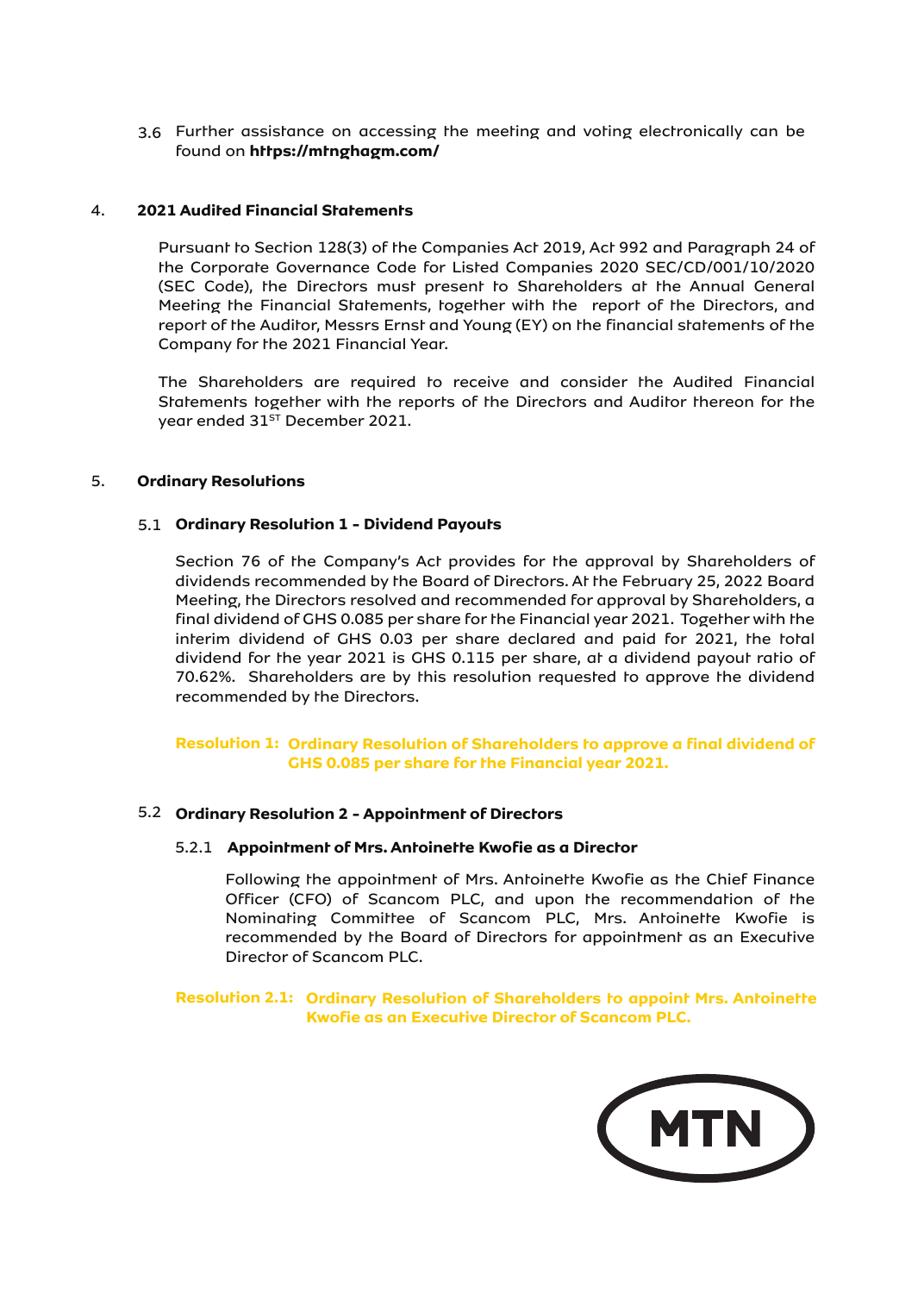3.6 Further assistance on accessing the meeting and voting electronically can be found on **https://mtnghagm.com/**

## 4. 2021 Audited Financial Statements

Pursuant to Section 128(3) of the Companies Act 2019, Act 992 and Paragraph 24 of the Corporate Governance Code for Listed Companies 2020 SEC/CD/001/10/2020 (SEC Code), the Directors must present to Shareholders at the Annual General Meeting the Financial Statements, together with the report of the Directors, and report of the Auditor, Messrs Ernst and Young (EY) on the financial statements of the Company for the 2021 Financial Year.

The Shareholders are required to receive and consider the Audited Financial Statements together with the reports of the Directors and Auditor thereon for the year ended 31[ST] December 2021.

## 5. Ordinary Resolutions

### 5.1 Ordinary Resolution 1 - Dividend Payouts

Section 76 of the Company's Act provides for the approval by Shareholders of dividends recommended by the Board of Directors. At the February 25, 2022 Board Meeting, the Directors resolved and recommended for approval by Shareholders, a final dividend of GHS 0.085 per share for the Financial year 2021. Together with the interim dividend of GHS 0.03 per share declared and paid for 2021, the total dividend for the year 2021 is GHS 0.115 per share, at a dividend payout ratio of 70.62%. Shareholders are by this resolution requested to approve the dividend recommended by the Directors.

**Resolution 1: Ordinary Resolution of Shareholders to approve a final dividend of GHS 0.085 per share for the Financial year 2021.**

### 5.2 Ordinary Resolution 2 - Appointment of Directors

#### 5.2.1 Appointment of Mrs. Antoinette Kwofie as a Director

Following the appointment of Mrs. Antoinette Kwofie as the Chief Finance Officer (CFO) of Scancom PLC, and upon the recommendation of the Nominating Committee of Scancom PLC, Mrs. Antoinette Kwofie is recommended by the Board of Directors for appointment as an Executive Director of Scancom PLC.

**Resolution 2.1: Ordinary Resolution of Shareholders to appoint Mrs. Antoinette Kwofie as an Executive Director of Scancom PLC.**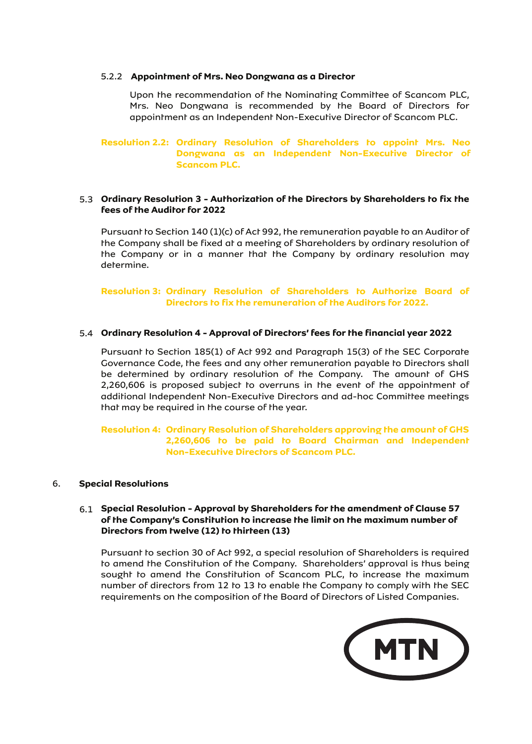#### 5.2.2 **Appointment of Mrs. Neo Dongwana as a Director**

Upon the recommendation of the Nominating Committee of Scancom PLC, Mrs. Neo Dongwana is recommended by the Board of Directors for appointment as an Independent Non-Executive Director of Scancom PLC.

**Resolution 2.2: Ordinary Resolution of Shareholders to appoint Mrs. Neo Dongwana as an Independent Non-Executive Director of Scancom PLC.**

### 5.3 Ordinary Resolution 3 - Authorization of the Directors by Shareholders to fix the fees of the Auditor for 2022

Pursuant to Section 140 (1)(c) of Act 992, the remuneration payable to an Auditor of the Company shall be fixed at a meeting of Shareholders by ordinary resolution of the Company or in a manner that the Company by ordinary resolution may determine.

**Resolution 3: Ordinary Resolution of Shareholders to Authorize Board of Directors to fix the remuneration of the Auditors for 2022.**

### 5.4 Ordinary Resolution 4 - Approval of Directors' fees for the financial year 2022

Pursuant to Section 185(1) of Act 992 and Paragraph 15(3) of the SEC Corporate Governance Code, the fees and any other remuneration payable to Directors shall be determined by ordinary resolution of the Company. The amount of GHS 2,260,606 is proposed subject to overruns in the event of the appointment of additional Independent Non-Executive Directors and ad-hoc Committee meetings that may be required in the course of the year.

**Resolution 4: Ordinary Resolution of Shareholders approving the amount of GHS 2,260,606 to be paid to Board Chairman and Independent Non-Executive Directors of Scancom PLC.**

## 6. Special Resolutions

### 6.1 Special Resolution - Approval by Shareholders for the amendment of Clause 57 of the Company's Constitution to increase the limit on the maximum number of Directors from twelve (12) to thirteen (13)

Pursuant to section 30 of Act 992, a special resolution of Shareholders is required to amend the Constitution of the Company. Shareholders' approval is thus being sought to amend the Constitution of Scancom PLC, to increase the maximum number of directors from 12 to 13 to enable the Company to comply with the SEC requirements on the composition of the Board of Directors of Listed Companies.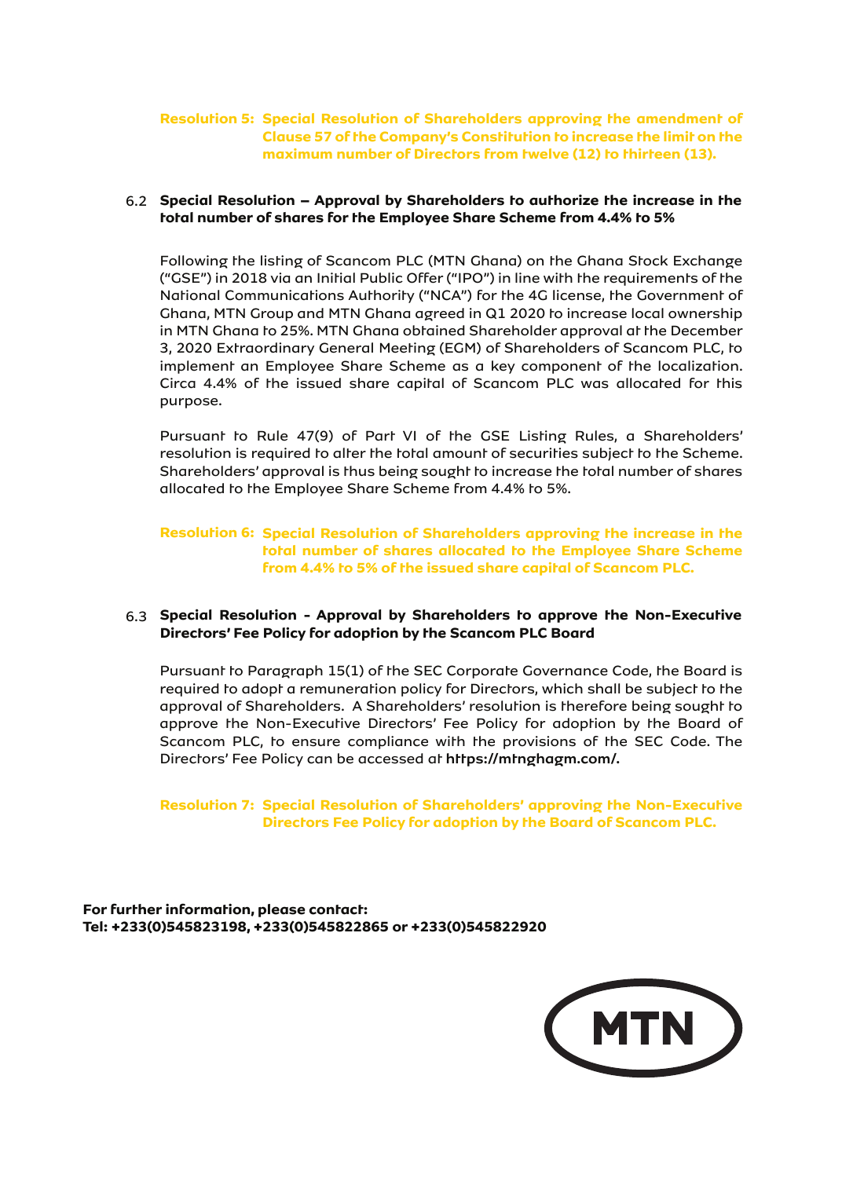**Resolution 5: Special Resolution of Shareholders approving the amendment of Clause 57 of the Company's Constitution to increase the limit on the maximum number of Directors from twelve (12) to thirteen (13).**

### 6.2 Special Resolution – Approval by Shareholders to authorize the increase in the total number of shares for the Employee Share Scheme from 4.4% to 5%

Following the listing of Scancom PLC (MTN Ghana) on the Ghana Stock Exchange ("GSE") in 2018 via an Initial Public Offer ("IPO") in line with the requirements of the National Communications Authority ("NCA") for the 4G license, the Government of Ghana, MTN Group and MTN Ghana agreed in Q1 2020 to increase local ownership in MTN Ghana to 25%. MTN Ghana obtained Shareholder approval at the December 3, 2020 Extraordinary General Meeting (EGM) of Shareholders of Scancom PLC, to implement an Employee Share Scheme as a key component of the localization. Circa 4.4% of the issued share capital of Scancom PLC was allocated for this purpose.

Pursuant to Rule 47(9) of Part VI of the GSE Listing Rules, a Shareholders' resolution is required to alter the total amount of securities subject to the Scheme. Shareholders' approval is thus being sought to increase the total number of shares allocated to the Employee Share Scheme from 4.4% to 5%.

**Resolution 6: Special Resolution of Shareholders approving the increase in the total number of shares allocated to the Employee Share Scheme from 4.4% to 5% of the issued share capital of Scancom PLC.**

### 6.3 Special Resolution - Approval by Shareholders to approve the Non-Executive Directors' Fee Policy for adoption by the Scancom PLC Board

Pursuant to Paragraph 15(1) of the SEC Corporate Governance Code, the Board is required to adopt a remuneration policy for Directors, which shall be subject to the approval of Shareholders. A Shareholders' resolution is therefore being sought to approve the Non-Executive Directors' Fee Policy for adoption by the Board of Scancom PLC, to ensure compliance with the provisions of the SEC Code. The Directors' Fee Policy can be accessed at **https://mtnghagm.com/.**

**Resolution 7: Special Resolution of Shareholders' approving the Non-Executive Directors Fee Policy for adoption by the Board of Scancom PLC.**

**For further information, please contact:**
**Tel: +233(0)545823198, +233(0)545822865 or +233(0)545822920**

MTN